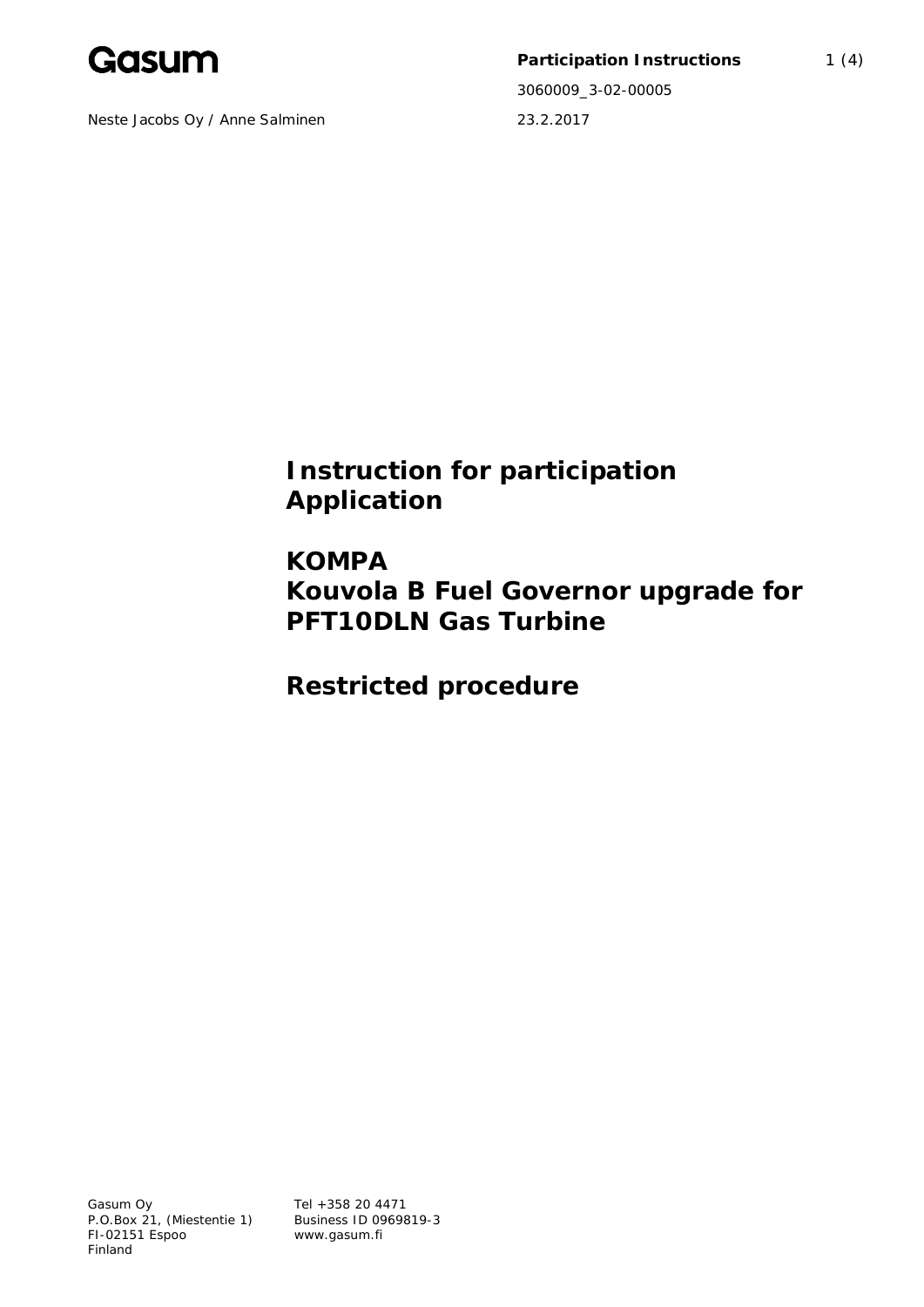Neste Jacobs Oy / Anne Salminen

**Participation Instructions**

3060009_3-02-00005

23.2.2017

# Instruction for participation Application

# KOMPA
# Kouvola B Fuel Governor upgrade for PFT10DLN Gas Turbine

# Restricted procedure

Gasum Oy
P.O.Box 21, (Miestentie 1)
FI-02151 Espoo
Finland

Tel +358 20 4471
Business ID 0969819-3
www.gasum.fi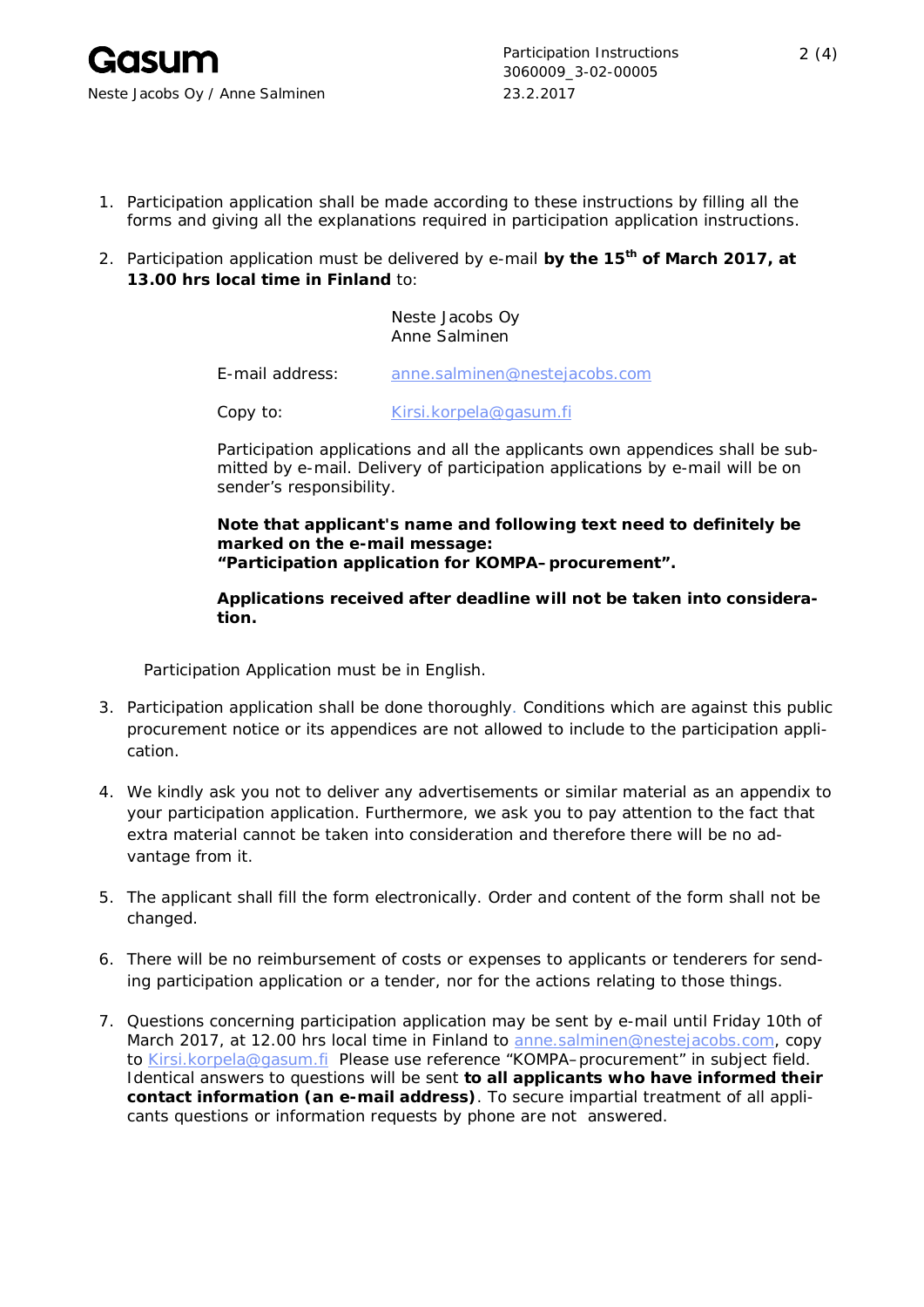1. Participation application shall be made according to these instructions by filling all the forms and giving all the explanations required in participation application instructions.

2. Participation application must be delivered by e-mail **by the 15th of March 2017, at 13.00 hrs local time in Finland** to:

   Neste Jacobs Oy
   Anne Salminen

   E-mail address: anne.salminen@nestejacobs.com

   Copy to: Kirsi.korpela@gasum.fi

   Participation applications and all the applicants own appendices shall be submitted by e-mail. Delivery of participation applications by e-mail will be on sender's responsibility.

   **Note that applicant's name and following text need to definitely be marked on the e-mail message:**
   **"Participation application for KOMPA– procurement".**

   **Applications received after deadline will not be taken into consideration.**

   Participation Application must be in English.

3. Participation application shall be done thoroughly. Conditions which are against this public procurement notice or its appendices are not allowed to include to the participation application.

4. We kindly ask you not to deliver any advertisements or similar material as an appendix to your participation application. Furthermore, we ask you to pay attention to the fact that extra material cannot be taken into consideration and therefore there will be no advantage from it.

5. The applicant shall fill the form electronically. Order and content of the form shall not be changed.

6. There will be no reimbursement of costs or expenses to applicants or tenderers for sending participation application or a tender, nor for the actions relating to those things.

7. Questions concerning participation application may be sent by e-mail until Friday 10th of March 2017, at 12.00 hrs local time in Finland to anne.salminen@nestejacobs.com, copy to Kirsi.korpela@gasum.fi Please use reference "KOMPA–procurement" in subject field. Identical answers to questions will be sent **to all applicants who have informed their contact information (an e-mail address)**. To secure impartial treatment of all applicants questions or information requests by phone are not answered.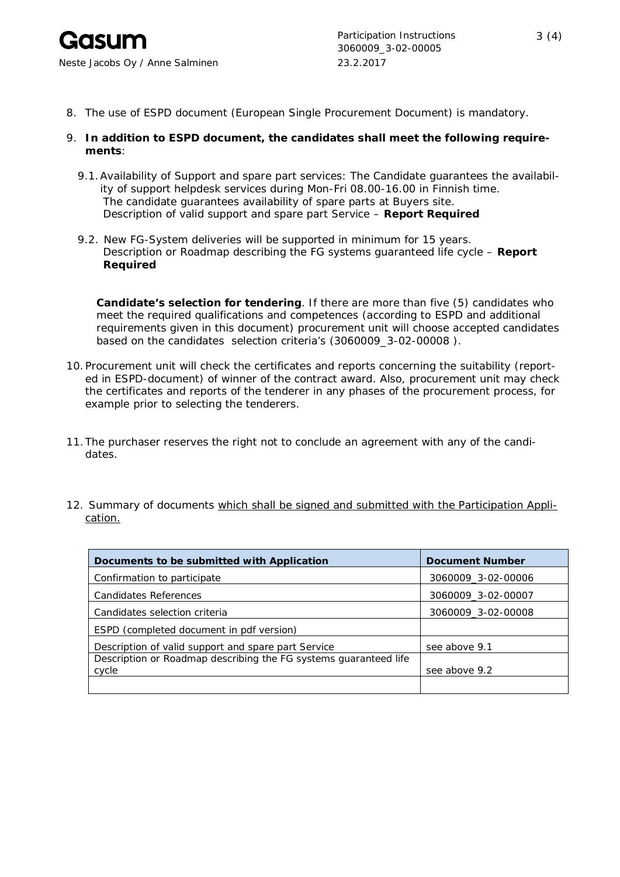8. The use of ESPD document (European Single Procurement Document) is mandatory.

9. **In addition to ESPD document, the candidates shall meet the following requirements**:

   9.1. Availability of Support and spare part services: The Candidate guarantees the availability of support helpdesk services during Mon-Fri 08.00-16.00 in Finnish time. The candidate guarantees availability of spare parts at Buyers site. Description of valid support and spare part Service – **Report Required**

   9.2. New FG-System deliveries will be supported in minimum for 15 years. Description or Roadmap describing the FG systems guaranteed life cycle – **Report Required**

   **Candidate's selection for tendering**. If there are more than five (5) candidates who meet the required qualifications and competences (according to ESPD and additional requirements given in this document) procurement unit will choose accepted candidates based on the candidates selection criteria's (3060009_3-02-00008 ).

10. Procurement unit will check the certificates and reports concerning the suitability (reported in ESPD-document) of winner of the contract award. Also, procurement unit may check the certificates and reports of the tenderer in any phases of the procurement process, for example prior to selecting the tenderers.

11. The purchaser reserves the right not to conclude an agreement with any of the candidates.

12. Summary of documents which shall be signed and submitted with the Participation Application.

| Documents to be submitted with Application | Document Number |
|---|---|
| Confirmation to participate | 3060009_3-02-00006 |
| Candidates References | 3060009_3-02-00007 |
| Candidates selection criteria | 3060009_3-02-00008 |
| ESPD (completed document in pdf version) | |
| Description of valid support and spare part Service | see above 9.1 |
| Description or Roadmap describing the FG systems guaranteed life cycle | see above 9.2 |
| | |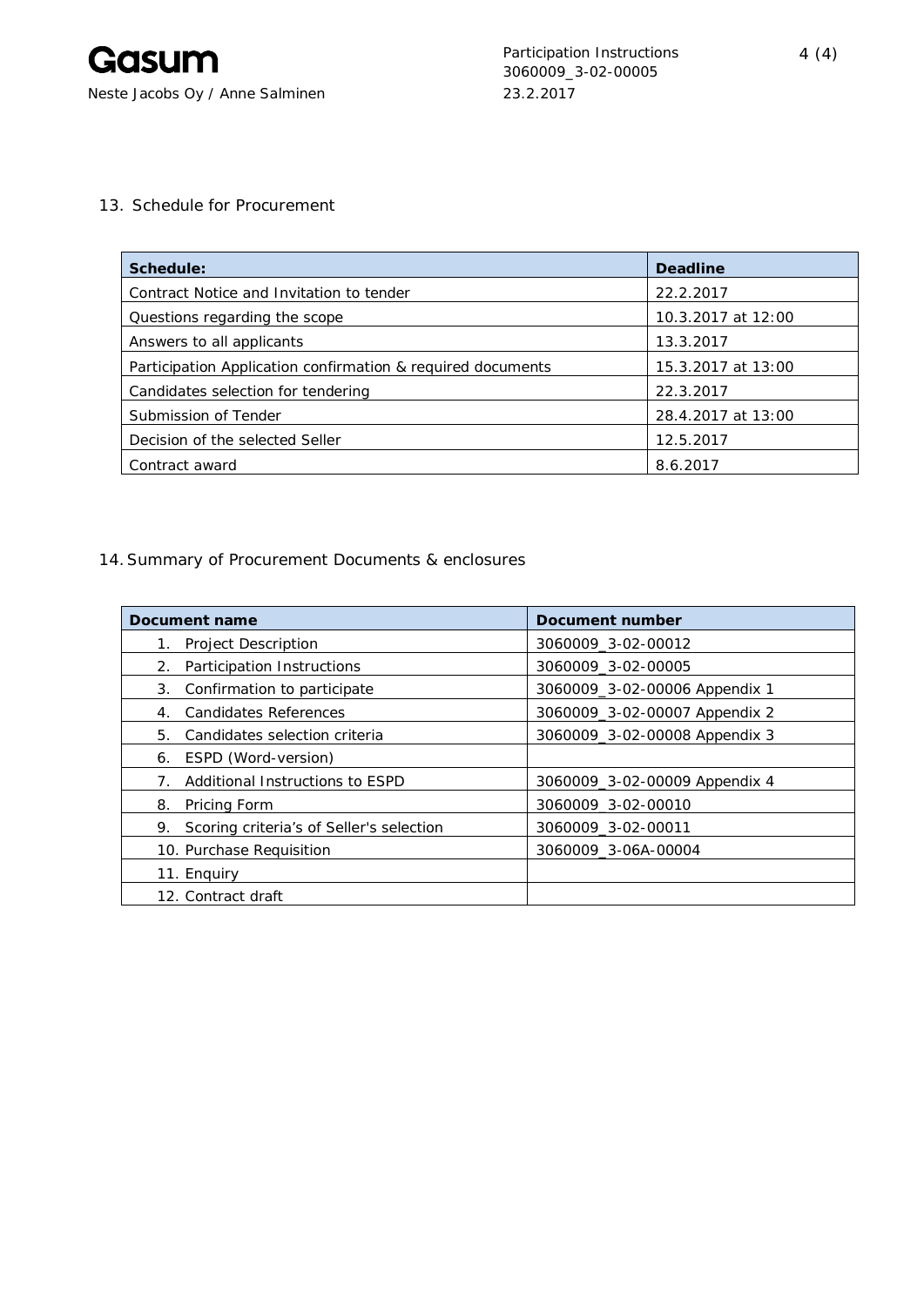## 13. Schedule for Procurement

| Schedule: | Deadline |
|---|---|
| Contract Notice and Invitation to tender | 22.2.2017 |
| Questions regarding the scope | 10.3.2017 at 12:00 |
| Answers to all applicants | 13.3.2017 |
| Participation Application confirmation & required documents | 15.3.2017 at 13:00 |
| Candidates selection for tendering | 22.3.2017 |
| Submission of Tender | 28.4.2017 at 13:00 |
| Decision of the selected Seller | 12.5.2017 |
| Contract award | 8.6.2017 |

## 14. Summary of Procurement Documents & enclosures

| Document name | Document number |
|---|---|
| 1. Project Description | 3060009_3-02-00012 |
| 2. Participation Instructions | 3060009_3-02-00005 |
| 3. Confirmation to participate | 3060009_3-02-00006 Appendix 1 |
| 4. Candidates References | 3060009_3-02-00007 Appendix 2 |
| 5. Candidates selection criteria | 3060009_3-02-00008 Appendix 3 |
| 6. ESPD (Word-version) | |
| 7. Additional Instructions to ESPD | 3060009_3-02-00009 Appendix 4 |
| 8. Pricing Form | 3060009_3-02-00010 |
| 9. Scoring criteria's of Seller's selection | 3060009_3-02-00011 |
| 10. Purchase Requisition | 3060009_3-06A-00004 |
| 11. Enquiry | |
| 12. Contract draft | |